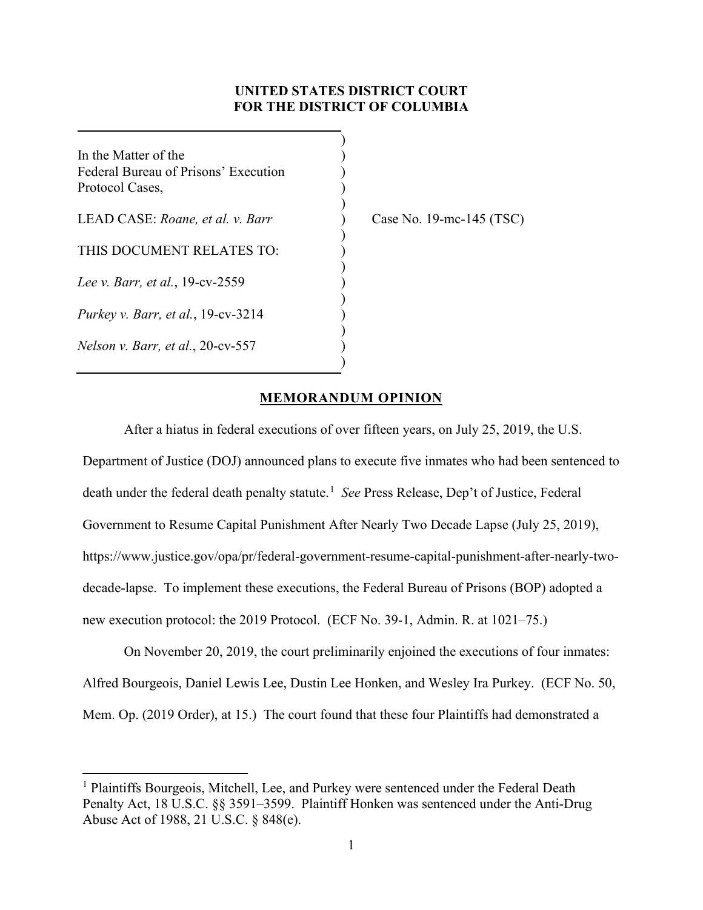**UNITED STATES DISTRICT COURT**
**FOR THE DISTRICT OF COLUMBIA**

In the Matter of the
Federal Bureau of Prisons' Execution
Protocol Cases,

LEAD CASE: *Roane, et al. v. Barr*

THIS DOCUMENT RELATES TO:

*Lee v. Barr, et al.*, 19-cv-2559

*Purkey v. Barr, et al.*, 19-cv-3214

*Nelson v. Barr, et al.*, 20-cv-557

Case No. 19-mc-145 (TSC)

## MEMORANDUM OPINION

After a hiatus in federal executions of over fifteen years, on July 25, 2019, the U.S. Department of Justice (DOJ) announced plans to execute five inmates who had been sentenced to death under the federal death penalty statute.[1] *See* Press Release, Dep't of Justice, Federal Government to Resume Capital Punishment After Nearly Two Decade Lapse (July 25, 2019), https://www.justice.gov/opa/pr/federal-government-resume-capital-punishment-after-nearly-two-decade-lapse. To implement these executions, the Federal Bureau of Prisons (BOP) adopted a new execution protocol: the 2019 Protocol. (ECF No. 39-1, Admin. R. at 1021–75.)

On November 20, 2019, the court preliminarily enjoined the executions of four inmates: Alfred Bourgeois, Daniel Lewis Lee, Dustin Lee Honken, and Wesley Ira Purkey. (ECF No. 50, Mem. Op. (2019 Order), at 15.) The court found that these four Plaintiffs had demonstrated a

---

[1] Plaintiffs Bourgeois, Mitchell, Lee, and Purkey were sentenced under the Federal Death Penalty Act, 18 U.S.C. §§ 3591–3599. Plaintiff Honken was sentenced under the Anti-Drug Abuse Act of 1988, 21 U.S.C. § 848(e).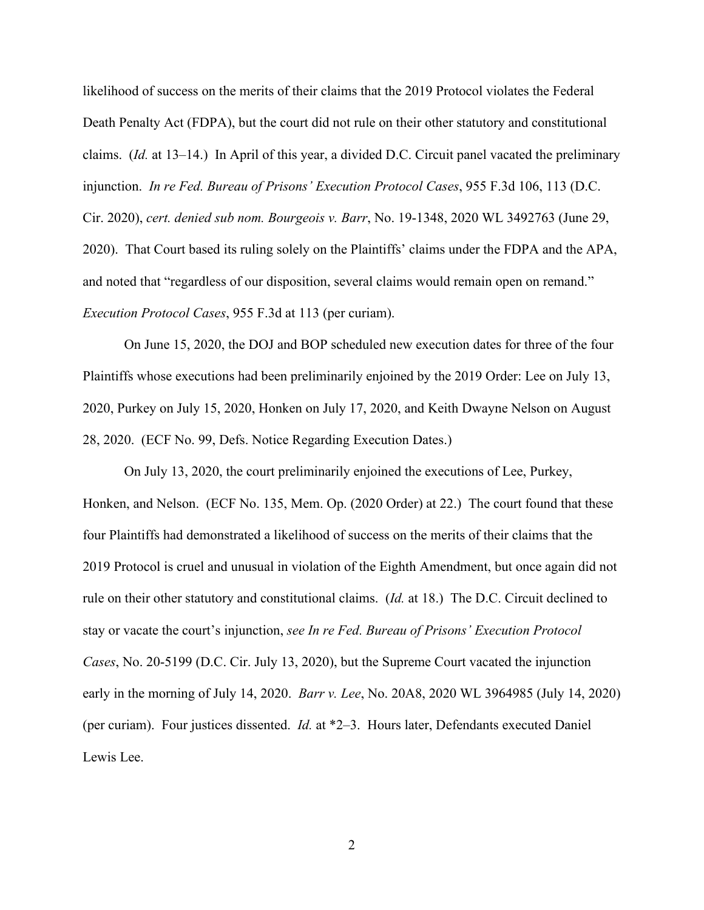likelihood of success on the merits of their claims that the 2019 Protocol violates the Federal Death Penalty Act (FDPA), but the court did not rule on their other statutory and constitutional claims. (*Id.* at 13–14.) In April of this year, a divided D.C. Circuit panel vacated the preliminary injunction. *In re Fed. Bureau of Prisons' Execution Protocol Cases*, 955 F.3d 106, 113 (D.C. Cir. 2020), *cert. denied sub nom. Bourgeois v. Barr*, No. 19-1348, 2020 WL 3492763 (June 29, 2020). That Court based its ruling solely on the Plaintiffs' claims under the FDPA and the APA, and noted that "regardless of our disposition, several claims would remain open on remand." *Execution Protocol Cases*, 955 F.3d at 113 (per curiam).

On June 15, 2020, the DOJ and BOP scheduled new execution dates for three of the four Plaintiffs whose executions had been preliminarily enjoined by the 2019 Order: Lee on July 13, 2020, Purkey on July 15, 2020, Honken on July 17, 2020, and Keith Dwayne Nelson on August 28, 2020. (ECF No. 99, Defs. Notice Regarding Execution Dates.)

On July 13, 2020, the court preliminarily enjoined the executions of Lee, Purkey, Honken, and Nelson. (ECF No. 135, Mem. Op. (2020 Order) at 22.) The court found that these four Plaintiffs had demonstrated a likelihood of success on the merits of their claims that the 2019 Protocol is cruel and unusual in violation of the Eighth Amendment, but once again did not rule on their other statutory and constitutional claims. (*Id.* at 18.) The D.C. Circuit declined to stay or vacate the court's injunction, *see In re Fed. Bureau of Prisons' Execution Protocol Cases*, No. 20-5199 (D.C. Cir. July 13, 2020), but the Supreme Court vacated the injunction early in the morning of July 14, 2020. *Barr v. Lee*, No. 20A8, 2020 WL 3964985 (July 14, 2020) (per curiam). Four justices dissented. *Id.* at *2–3. Hours later, Defendants executed Daniel Lewis Lee.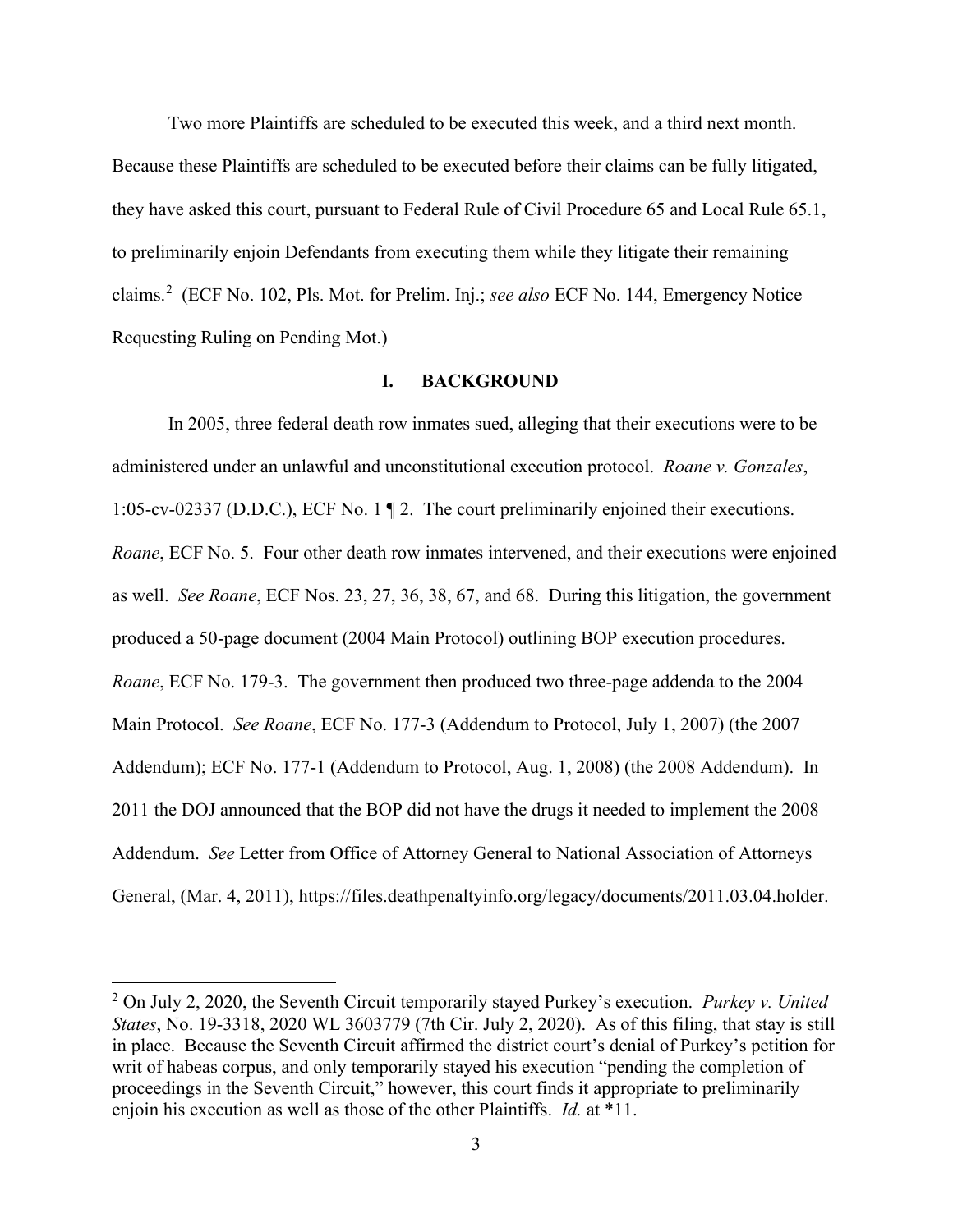Two more Plaintiffs are scheduled to be executed this week, and a third next month. Because these Plaintiffs are scheduled to be executed before their claims can be fully litigated, they have asked this court, pursuant to Federal Rule of Civil Procedure 65 and Local Rule 65.1, to preliminarily enjoin Defendants from executing them while they litigate their remaining claims.[2] (ECF No. 102, Pls. Mot. for Prelim. Inj.; *see also* ECF No. 144, Emergency Notice Requesting Ruling on Pending Mot.)

## I. BACKGROUND

In 2005, three federal death row inmates sued, alleging that their executions were to be administered under an unlawful and unconstitutional execution protocol. *Roane v. Gonzales*, 1:05-cv-02337 (D.D.C.), ECF No. 1 ¶ 2. The court preliminarily enjoined their executions. *Roane*, ECF No. 5. Four other death row inmates intervened, and their executions were enjoined as well. *See Roane*, ECF Nos. 23, 27, 36, 38, 67, and 68. During this litigation, the government produced a 50-page document (2004 Main Protocol) outlining BOP execution procedures. *Roane*, ECF No. 179-3. The government then produced two three-page addenda to the 2004 Main Protocol. *See Roane*, ECF No. 177-3 (Addendum to Protocol, July 1, 2007) (the 2007 Addendum); ECF No. 177-1 (Addendum to Protocol, Aug. 1, 2008) (the 2008 Addendum). In 2011 the DOJ announced that the BOP did not have the drugs it needed to implement the 2008 Addendum. *See* Letter from Office of Attorney General to National Association of Attorneys General, (Mar. 4, 2011), https://files.deathpenaltyinfo.org/legacy/documents/2011.03.04.holder.

---

[2] On July 2, 2020, the Seventh Circuit temporarily stayed Purkey's execution. *Purkey v. United States*, No. 19-3318, 2020 WL 3603779 (7th Cir. July 2, 2020). As of this filing, that stay is still in place. Because the Seventh Circuit affirmed the district court's denial of Purkey's petition for writ of habeas corpus, and only temporarily stayed his execution "pending the completion of proceedings in the Seventh Circuit," however, this court finds it appropriate to preliminarily enjoin his execution as well as those of the other Plaintiffs. *Id.* at *11.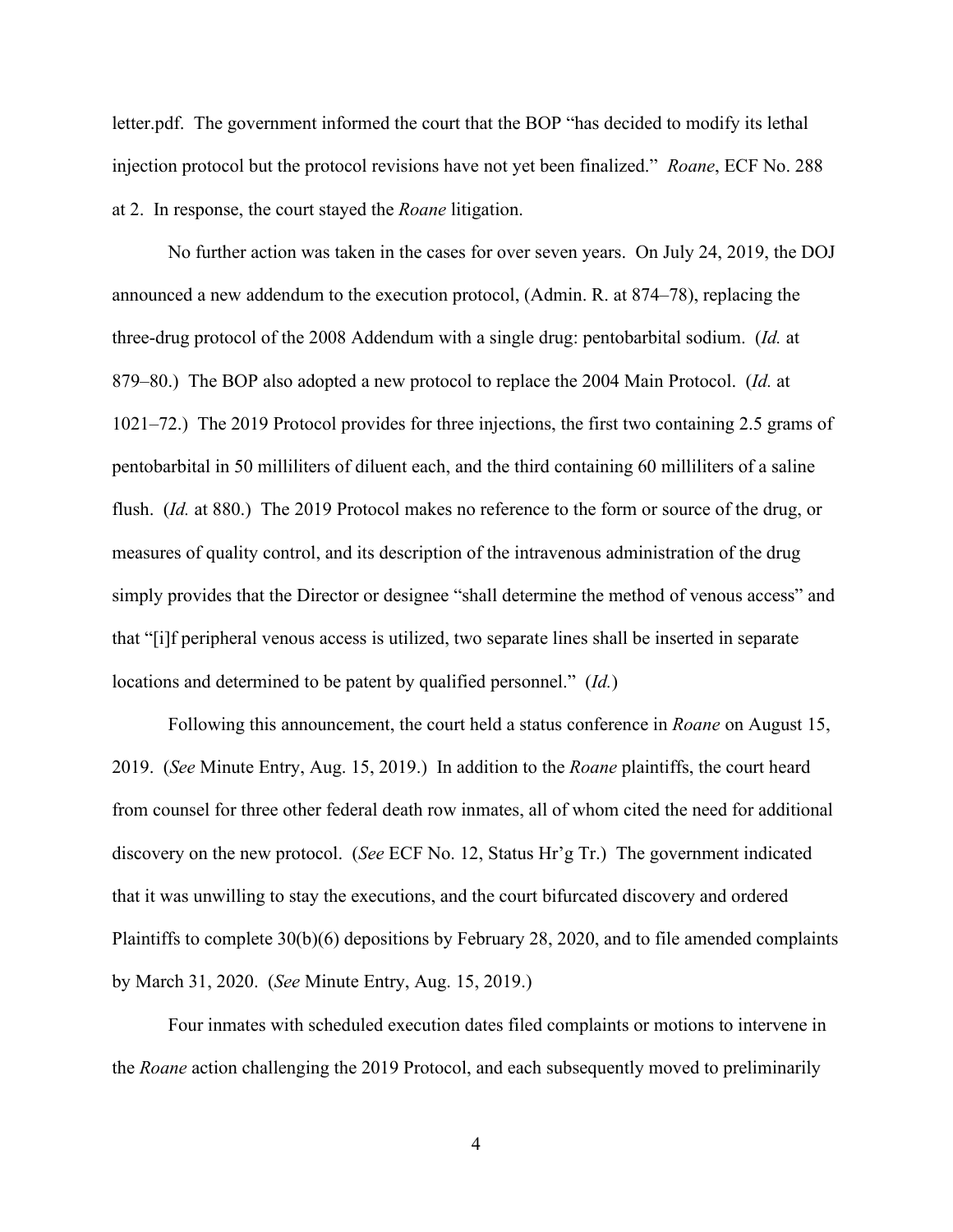letter.pdf. The government informed the court that the BOP "has decided to modify its lethal injection protocol but the protocol revisions have not yet been finalized." *Roane*, ECF No. 288 at 2. In response, the court stayed the *Roane* litigation.

No further action was taken in the cases for over seven years. On July 24, 2019, the DOJ announced a new addendum to the execution protocol, (Admin. R. at 874–78), replacing the three-drug protocol of the 2008 Addendum with a single drug: pentobarbital sodium. (*Id.* at 879–80.) The BOP also adopted a new protocol to replace the 2004 Main Protocol. (*Id.* at 1021–72.) The 2019 Protocol provides for three injections, the first two containing 2.5 grams of pentobarbital in 50 milliliters of diluent each, and the third containing 60 milliliters of a saline flush. (*Id.* at 880.) The 2019 Protocol makes no reference to the form or source of the drug, or measures of quality control, and its description of the intravenous administration of the drug simply provides that the Director or designee "shall determine the method of venous access" and that "[i]f peripheral venous access is utilized, two separate lines shall be inserted in separate locations and determined to be patent by qualified personnel." (*Id.*)

Following this announcement, the court held a status conference in *Roane* on August 15, 2019. (*See* Minute Entry, Aug. 15, 2019.) In addition to the *Roane* plaintiffs, the court heard from counsel for three other federal death row inmates, all of whom cited the need for additional discovery on the new protocol. (*See* ECF No. 12, Status Hr'g Tr.) The government indicated that it was unwilling to stay the executions, and the court bifurcated discovery and ordered Plaintiffs to complete 30(b)(6) depositions by February 28, 2020, and to file amended complaints by March 31, 2020. (*See* Minute Entry, Aug. 15, 2019.)

Four inmates with scheduled execution dates filed complaints or motions to intervene in the *Roane* action challenging the 2019 Protocol, and each subsequently moved to preliminarily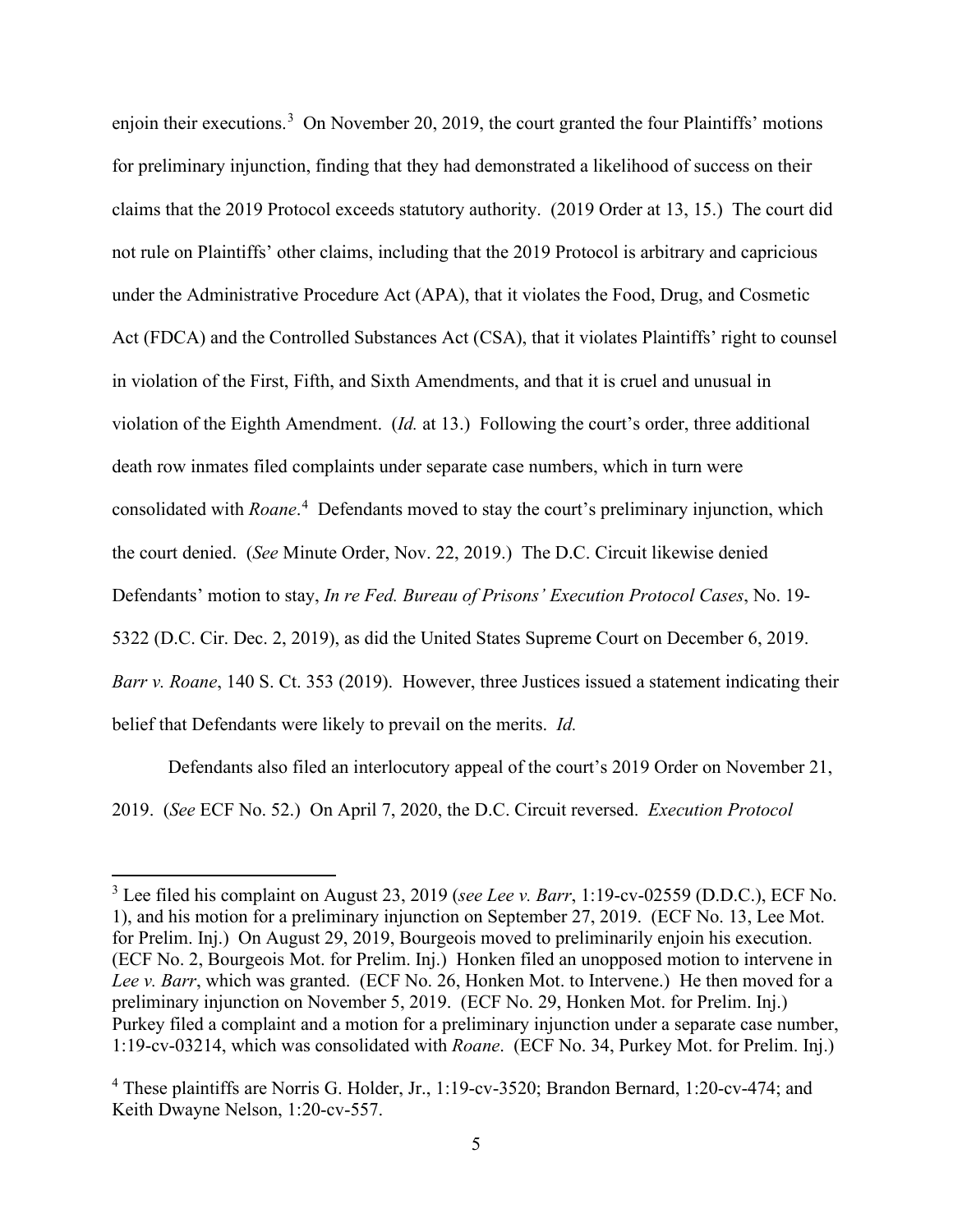enjoin their executions.[3] On November 20, 2019, the court granted the four Plaintiffs' motions for preliminary injunction, finding that they had demonstrated a likelihood of success on their claims that the 2019 Protocol exceeds statutory authority. (2019 Order at 13, 15.) The court did not rule on Plaintiffs' other claims, including that the 2019 Protocol is arbitrary and capricious under the Administrative Procedure Act (APA), that it violates the Food, Drug, and Cosmetic Act (FDCA) and the Controlled Substances Act (CSA), that it violates Plaintiffs' right to counsel in violation of the First, Fifth, and Sixth Amendments, and that it is cruel and unusual in violation of the Eighth Amendment. (*Id.* at 13.) Following the court's order, three additional death row inmates filed complaints under separate case numbers, which in turn were consolidated with *Roane*.[4] Defendants moved to stay the court's preliminary injunction, which the court denied. (*See* Minute Order, Nov. 22, 2019.) The D.C. Circuit likewise denied Defendants' motion to stay, *In re Fed. Bureau of Prisons' Execution Protocol Cases*, No. 19-5322 (D.C. Cir. Dec. 2, 2019), as did the United States Supreme Court on December 6, 2019. *Barr v. Roane*, 140 S. Ct. 353 (2019). However, three Justices issued a statement indicating their belief that Defendants were likely to prevail on the merits. *Id.*

Defendants also filed an interlocutory appeal of the court's 2019 Order on November 21, 2019. (*See* ECF No. 52.) On April 7, 2020, the D.C. Circuit reversed. *Execution Protocol*

---

[3] Lee filed his complaint on August 23, 2019 (*see Lee v. Barr*, 1:19-cv-02559 (D.D.C.), ECF No. 1), and his motion for a preliminary injunction on September 27, 2019. (ECF No. 13, Lee Mot. for Prelim. Inj.) On August 29, 2019, Bourgeois moved to preliminarily enjoin his execution. (ECF No. 2, Bourgeois Mot. for Prelim. Inj.) Honken filed an unopposed motion to intervene in *Lee v. Barr*, which was granted. (ECF No. 26, Honken Mot. to Intervene.) He then moved for a preliminary injunction on November 5, 2019. (ECF No. 29, Honken Mot. for Prelim. Inj.) Purkey filed a complaint and a motion for a preliminary injunction under a separate case number, 1:19-cv-03214, which was consolidated with *Roane*. (ECF No. 34, Purkey Mot. for Prelim. Inj.)

[4] These plaintiffs are Norris G. Holder, Jr., 1:19-cv-3520; Brandon Bernard, 1:20-cv-474; and Keith Dwayne Nelson, 1:20-cv-557.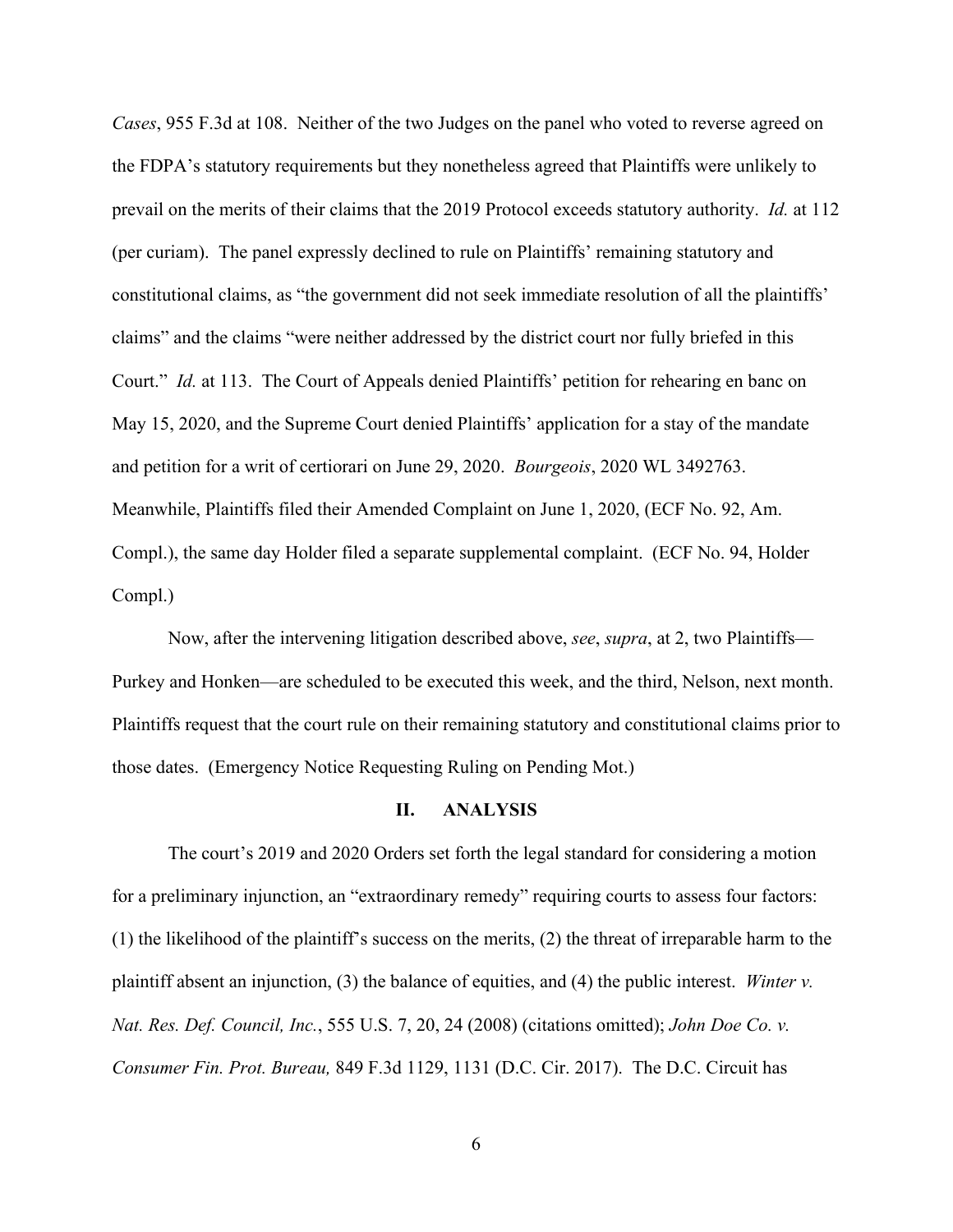*Cases*, 955 F.3d at 108. Neither of the two Judges on the panel who voted to reverse agreed on the FDPA's statutory requirements but they nonetheless agreed that Plaintiffs were unlikely to prevail on the merits of their claims that the 2019 Protocol exceeds statutory authority. *Id.* at 112 (per curiam). The panel expressly declined to rule on Plaintiffs' remaining statutory and constitutional claims, as "the government did not seek immediate resolution of all the plaintiffs' claims" and the claims "were neither addressed by the district court nor fully briefed in this Court." *Id.* at 113. The Court of Appeals denied Plaintiffs' petition for rehearing en banc on May 15, 2020, and the Supreme Court denied Plaintiffs' application for a stay of the mandate and petition for a writ of certiorari on June 29, 2020. *Bourgeois*, 2020 WL 3492763. Meanwhile, Plaintiffs filed their Amended Complaint on June 1, 2020, (ECF No. 92, Am. Compl.), the same day Holder filed a separate supplemental complaint. (ECF No. 94, Holder Compl.)

Now, after the intervening litigation described above, *see*, *supra*, at 2, two Plaintiffs—Purkey and Honken—are scheduled to be executed this week, and the third, Nelson, next month. Plaintiffs request that the court rule on their remaining statutory and constitutional claims prior to those dates. (Emergency Notice Requesting Ruling on Pending Mot.)

## II. ANALYSIS

The court's 2019 and 2020 Orders set forth the legal standard for considering a motion for a preliminary injunction, an "extraordinary remedy" requiring courts to assess four factors: (1) the likelihood of the plaintiff's success on the merits, (2) the threat of irreparable harm to the plaintiff absent an injunction, (3) the balance of equities, and (4) the public interest. *Winter v. Nat. Res. Def. Council, Inc.*, 555 U.S. 7, 20, 24 (2008) (citations omitted); *John Doe Co. v. Consumer Fin. Prot. Bureau,* 849 F.3d 1129, 1131 (D.C. Cir. 2017). The D.C. Circuit has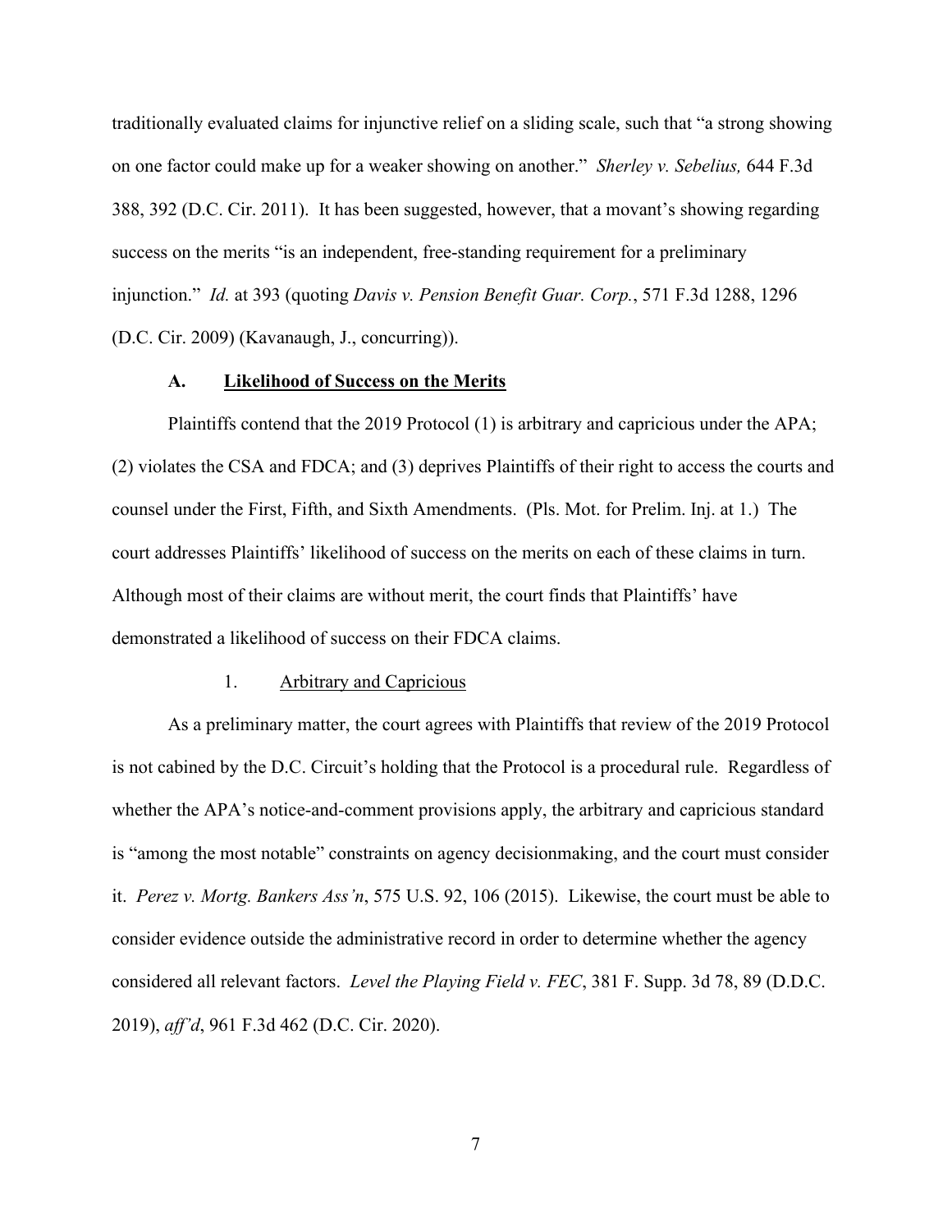traditionally evaluated claims for injunctive relief on a sliding scale, such that "a strong showing on one factor could make up for a weaker showing on another." *Sherley v. Sebelius,* 644 F.3d 388, 392 (D.C. Cir. 2011). It has been suggested, however, that a movant's showing regarding success on the merits "is an independent, free-standing requirement for a preliminary injunction." *Id.* at 393 (quoting *Davis v. Pension Benefit Guar. Corp.*, 571 F.3d 1288, 1296 (D.C. Cir. 2009) (Kavanaugh, J., concurring)).

### A. <u>Likelihood of Success on the Merits</u>

Plaintiffs contend that the 2019 Protocol (1) is arbitrary and capricious under the APA; (2) violates the CSA and FDCA; and (3) deprives Plaintiffs of their right to access the courts and counsel under the First, Fifth, and Sixth Amendments. (Pls. Mot. for Prelim. Inj. at 1.) The court addresses Plaintiffs' likelihood of success on the merits on each of these claims in turn. Although most of their claims are without merit, the court finds that Plaintiffs' have demonstrated a likelihood of success on their FDCA claims.

#### 1. <u>Arbitrary and Capricious</u>

As a preliminary matter, the court agrees with Plaintiffs that review of the 2019 Protocol is not cabined by the D.C. Circuit's holding that the Protocol is a procedural rule. Regardless of whether the APA's notice-and-comment provisions apply, the arbitrary and capricious standard is "among the most notable" constraints on agency decisionmaking, and the court must consider it. *Perez v. Mortg. Bankers Ass'n*, 575 U.S. 92, 106 (2015). Likewise, the court must be able to consider evidence outside the administrative record in order to determine whether the agency considered all relevant factors. *Level the Playing Field v. FEC*, 381 F. Supp. 3d 78, 89 (D.D.C. 2019), *aff'd*, 961 F.3d 462 (D.C. Cir. 2020).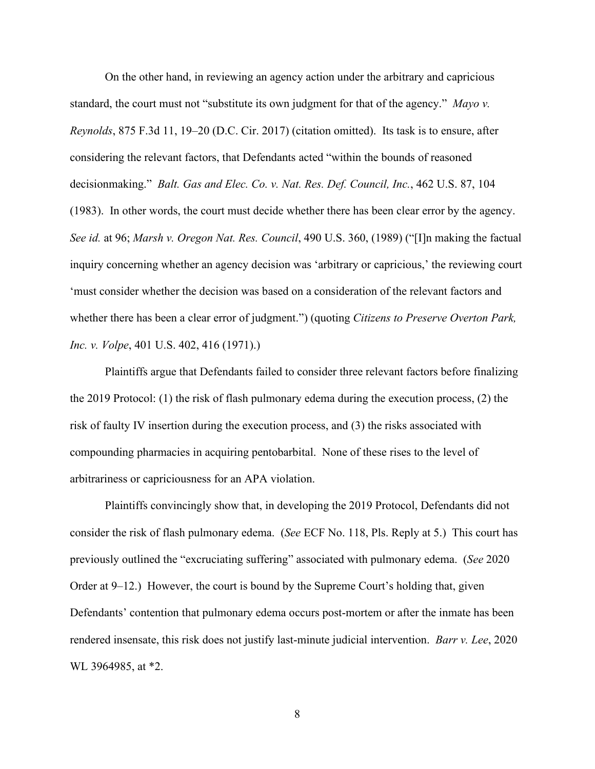On the other hand, in reviewing an agency action under the arbitrary and capricious standard, the court must not "substitute its own judgment for that of the agency." *Mayo v. Reynolds*, 875 F.3d 11, 19–20 (D.C. Cir. 2017) (citation omitted). Its task is to ensure, after considering the relevant factors, that Defendants acted "within the bounds of reasoned decisionmaking." *Balt. Gas and Elec. Co. v. Nat. Res. Def. Council, Inc.*, 462 U.S. 87, 104 (1983). In other words, the court must decide whether there has been clear error by the agency. *See id.* at 96; *Marsh v. Oregon Nat. Res. Council*, 490 U.S. 360, (1989) ("[I]n making the factual inquiry concerning whether an agency decision was 'arbitrary or capricious,' the reviewing court 'must consider whether the decision was based on a consideration of the relevant factors and whether there has been a clear error of judgment.") (quoting *Citizens to Preserve Overton Park, Inc. v. Volpe*, 401 U.S. 402, 416 (1971).)

Plaintiffs argue that Defendants failed to consider three relevant factors before finalizing the 2019 Protocol: (1) the risk of flash pulmonary edema during the execution process, (2) the risk of faulty IV insertion during the execution process, and (3) the risks associated with compounding pharmacies in acquiring pentobarbital. None of these rises to the level of arbitrariness or capriciousness for an APA violation.

Plaintiffs convincingly show that, in developing the 2019 Protocol, Defendants did not consider the risk of flash pulmonary edema. (*See* ECF No. 118, Pls. Reply at 5.) This court has previously outlined the "excruciating suffering" associated with pulmonary edema. (*See* 2020 Order at 9–12.) However, the court is bound by the Supreme Court's holding that, given Defendants' contention that pulmonary edema occurs post-mortem or after the inmate has been rendered insensate, this risk does not justify last-minute judicial intervention. *Barr v. Lee*, 2020 WL 3964985, at *2.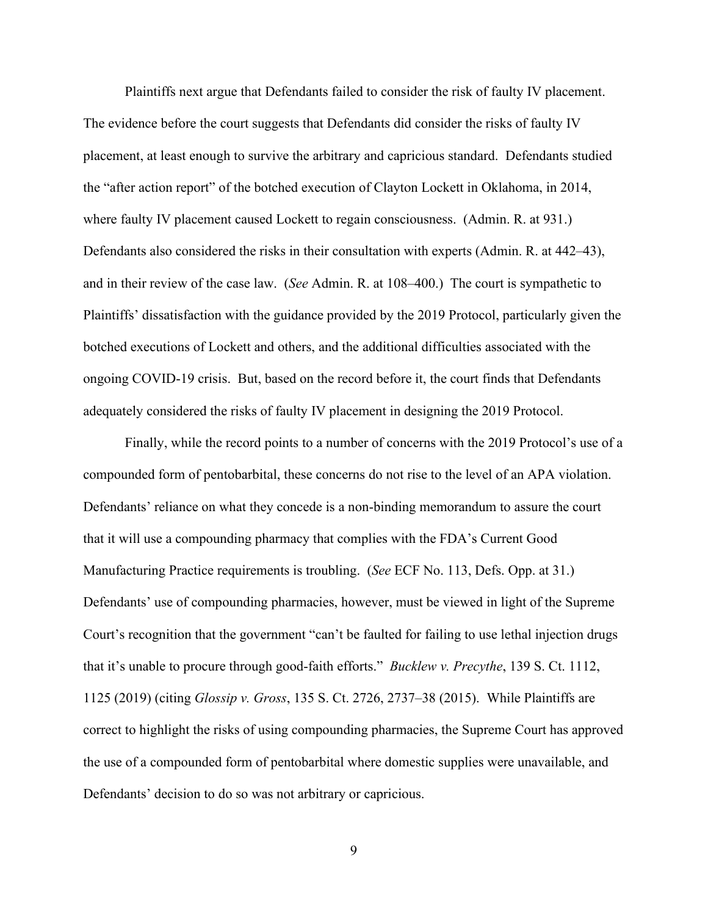Plaintiffs next argue that Defendants failed to consider the risk of faulty IV placement. The evidence before the court suggests that Defendants did consider the risks of faulty IV placement, at least enough to survive the arbitrary and capricious standard. Defendants studied the "after action report" of the botched execution of Clayton Lockett in Oklahoma, in 2014, where faulty IV placement caused Lockett to regain consciousness. (Admin. R. at 931.) Defendants also considered the risks in their consultation with experts (Admin. R. at 442–43), and in their review of the case law. (*See* Admin. R. at 108–400.) The court is sympathetic to Plaintiffs' dissatisfaction with the guidance provided by the 2019 Protocol, particularly given the botched executions of Lockett and others, and the additional difficulties associated with the ongoing COVID-19 crisis. But, based on the record before it, the court finds that Defendants adequately considered the risks of faulty IV placement in designing the 2019 Protocol.

Finally, while the record points to a number of concerns with the 2019 Protocol's use of a compounded form of pentobarbital, these concerns do not rise to the level of an APA violation. Defendants' reliance on what they concede is a non-binding memorandum to assure the court that it will use a compounding pharmacy that complies with the FDA's Current Good Manufacturing Practice requirements is troubling. (*See* ECF No. 113, Defs. Opp. at 31.) Defendants' use of compounding pharmacies, however, must be viewed in light of the Supreme Court's recognition that the government "can't be faulted for failing to use lethal injection drugs that it's unable to procure through good-faith efforts." *Bucklew v. Precythe*, 139 S. Ct. 1112, 1125 (2019) (citing *Glossip v. Gross*, 135 S. Ct. 2726, 2737–38 (2015). While Plaintiffs are correct to highlight the risks of using compounding pharmacies, the Supreme Court has approved the use of a compounded form of pentobarbital where domestic supplies were unavailable, and Defendants' decision to do so was not arbitrary or capricious.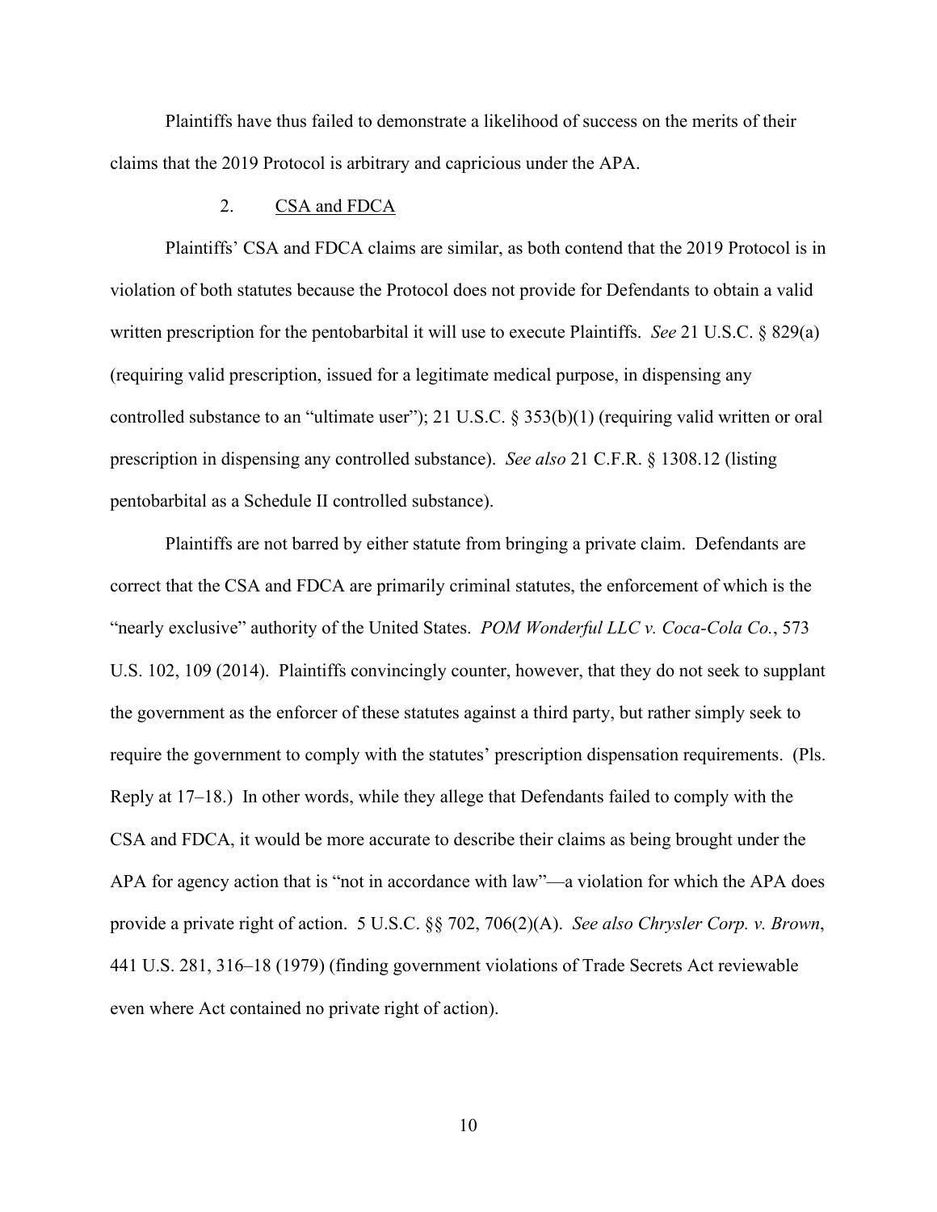Plaintiffs have thus failed to demonstrate a likelihood of success on the merits of their claims that the 2019 Protocol is arbitrary and capricious under the APA.

### 2. CSA and FDCA

Plaintiffs' CSA and FDCA claims are similar, as both contend that the 2019 Protocol is in violation of both statutes because the Protocol does not provide for Defendants to obtain a valid written prescription for the pentobarbital it will use to execute Plaintiffs. *See* 21 U.S.C. § 829(a) (requiring valid prescription, issued for a legitimate medical purpose, in dispensing any controlled substance to an "ultimate user"); 21 U.S.C. § 353(b)(1) (requiring valid written or oral prescription in dispensing any controlled substance). *See also* 21 C.F.R. § 1308.12 (listing pentobarbital as a Schedule II controlled substance).

Plaintiffs are not barred by either statute from bringing a private claim. Defendants are correct that the CSA and FDCA are primarily criminal statutes, the enforcement of which is the "nearly exclusive" authority of the United States. *POM Wonderful LLC v. Coca-Cola Co.*, 573 U.S. 102, 109 (2014). Plaintiffs convincingly counter, however, that they do not seek to supplant the government as the enforcer of these statutes against a third party, but rather simply seek to require the government to comply with the statutes' prescription dispensation requirements. (Pls. Reply at 17–18.) In other words, while they allege that Defendants failed to comply with the CSA and FDCA, it would be more accurate to describe their claims as being brought under the APA for agency action that is "not in accordance with law"—a violation for which the APA does provide a private right of action. 5 U.S.C. §§ 702, 706(2)(A). *See also Chrysler Corp. v. Brown*, 441 U.S. 281, 316–18 (1979) (finding government violations of Trade Secrets Act reviewable even where Act contained no private right of action).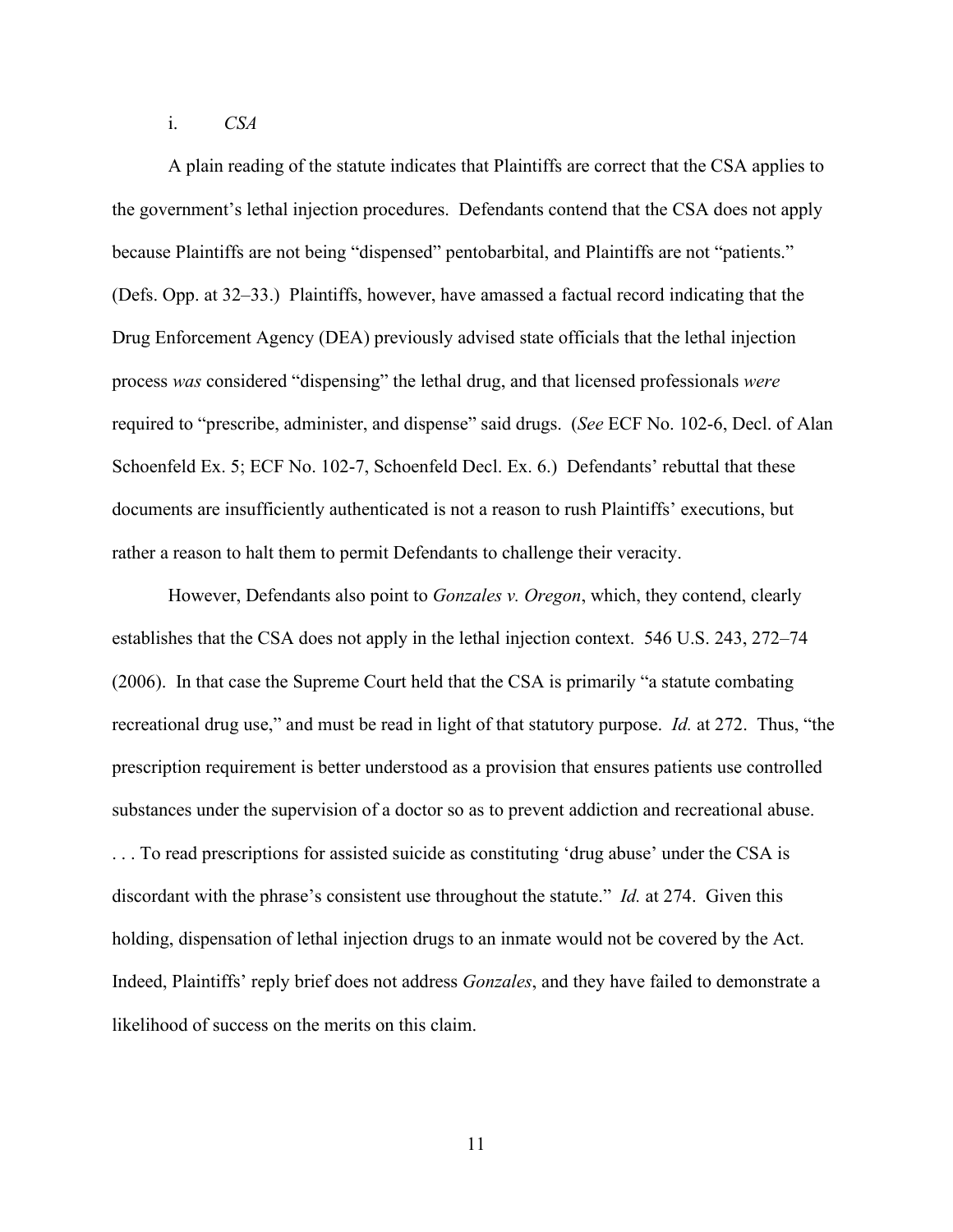i. *CSA*

A plain reading of the statute indicates that Plaintiffs are correct that the CSA applies to the government's lethal injection procedures. Defendants contend that the CSA does not apply because Plaintiffs are not being "dispensed" pentobarbital, and Plaintiffs are not "patients." (Defs. Opp. at 32–33.) Plaintiffs, however, have amassed a factual record indicating that the Drug Enforcement Agency (DEA) previously advised state officials that the lethal injection process *was* considered "dispensing" the lethal drug, and that licensed professionals *were* required to "prescribe, administer, and dispense" said drugs. (*See* ECF No. 102-6, Decl. of Alan Schoenfeld Ex. 5; ECF No. 102-7, Schoenfeld Decl. Ex. 6.) Defendants' rebuttal that these documents are insufficiently authenticated is not a reason to rush Plaintiffs' executions, but rather a reason to halt them to permit Defendants to challenge their veracity.

However, Defendants also point to *Gonzales v. Oregon*, which, they contend, clearly establishes that the CSA does not apply in the lethal injection context. 546 U.S. 243, 272–74 (2006). In that case the Supreme Court held that the CSA is primarily "a statute combating recreational drug use," and must be read in light of that statutory purpose. *Id.* at 272. Thus, "the prescription requirement is better understood as a provision that ensures patients use controlled substances under the supervision of a doctor so as to prevent addiction and recreational abuse. . . . To read prescriptions for assisted suicide as constituting 'drug abuse' under the CSA is discordant with the phrase's consistent use throughout the statute." *Id.* at 274. Given this holding, dispensation of lethal injection drugs to an inmate would not be covered by the Act. Indeed, Plaintiffs' reply brief does not address *Gonzales*, and they have failed to demonstrate a likelihood of success on the merits on this claim.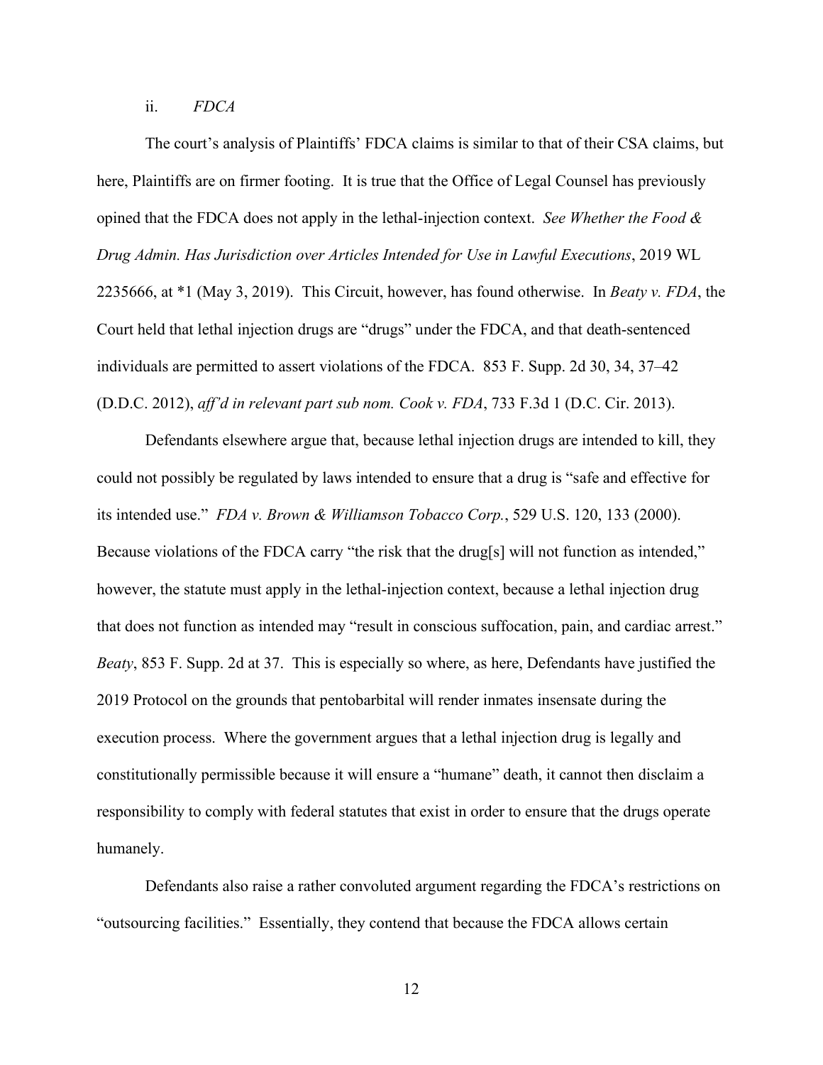### ii. *FDCA*

The court's analysis of Plaintiffs' FDCA claims is similar to that of their CSA claims, but here, Plaintiffs are on firmer footing. It is true that the Office of Legal Counsel has previously opined that the FDCA does not apply in the lethal-injection context. *See Whether the Food & Drug Admin. Has Jurisdiction over Articles Intended for Use in Lawful Executions*, 2019 WL 2235666, at *1 (May 3, 2019). This Circuit, however, has found otherwise. In *Beaty v. FDA*, the Court held that lethal injection drugs are "drugs" under the FDCA, and that death-sentenced individuals are permitted to assert violations of the FDCA. 853 F. Supp. 2d 30, 34, 37–42 (D.D.C. 2012), *aff'd in relevant part sub nom. Cook v. FDA*, 733 F.3d 1 (D.C. Cir. 2013).

Defendants elsewhere argue that, because lethal injection drugs are intended to kill, they could not possibly be regulated by laws intended to ensure that a drug is "safe and effective for its intended use." *FDA v. Brown & Williamson Tobacco Corp.*, 529 U.S. 120, 133 (2000). Because violations of the FDCA carry "the risk that the drug[s] will not function as intended," however, the statute must apply in the lethal-injection context, because a lethal injection drug that does not function as intended may "result in conscious suffocation, pain, and cardiac arrest." *Beaty*, 853 F. Supp. 2d at 37. This is especially so where, as here, Defendants have justified the 2019 Protocol on the grounds that pentobarbital will render inmates insensate during the execution process. Where the government argues that a lethal injection drug is legally and constitutionally permissible because it will ensure a "humane" death, it cannot then disclaim a responsibility to comply with federal statutes that exist in order to ensure that the drugs operate humanely.

Defendants also raise a rather convoluted argument regarding the FDCA's restrictions on "outsourcing facilities." Essentially, they contend that because the FDCA allows certain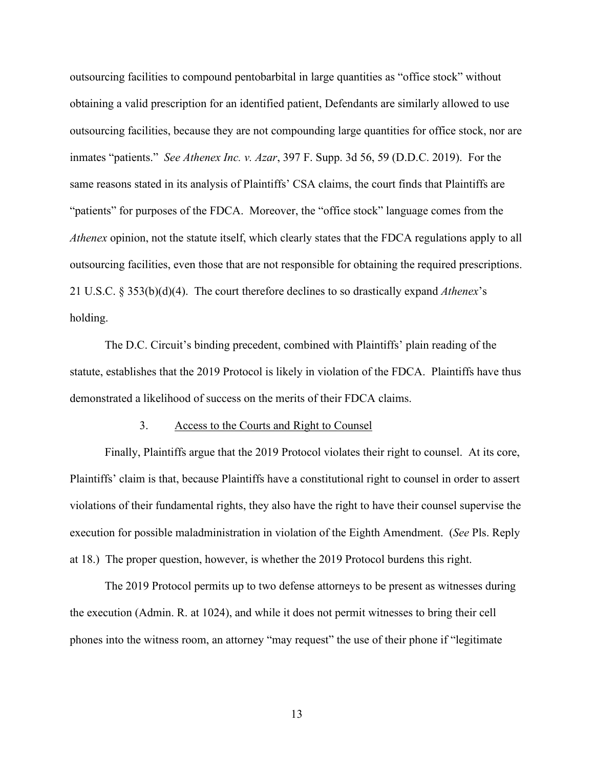outsourcing facilities to compound pentobarbital in large quantities as "office stock" without obtaining a valid prescription for an identified patient, Defendants are similarly allowed to use outsourcing facilities, because they are not compounding large quantities for office stock, nor are inmates "patients." *See Athenex Inc. v. Azar*, 397 F. Supp. 3d 56, 59 (D.D.C. 2019). For the same reasons stated in its analysis of Plaintiffs' CSA claims, the court finds that Plaintiffs are "patients" for purposes of the FDCA. Moreover, the "office stock" language comes from the *Athenex* opinion, not the statute itself, which clearly states that the FDCA regulations apply to all outsourcing facilities, even those that are not responsible for obtaining the required prescriptions. 21 U.S.C. § 353(b)(d)(4). The court therefore declines to so drastically expand *Athenex*'s holding.

The D.C. Circuit's binding precedent, combined with Plaintiffs' plain reading of the statute, establishes that the 2019 Protocol is likely in violation of the FDCA. Plaintiffs have thus demonstrated a likelihood of success on the merits of their FDCA claims.

### 3. Access to the Courts and Right to Counsel

Finally, Plaintiffs argue that the 2019 Protocol violates their right to counsel. At its core, Plaintiffs' claim is that, because Plaintiffs have a constitutional right to counsel in order to assert violations of their fundamental rights, they also have the right to have their counsel supervise the execution for possible maladministration in violation of the Eighth Amendment. (*See* Pls. Reply at 18.) The proper question, however, is whether the 2019 Protocol burdens this right.

The 2019 Protocol permits up to two defense attorneys to be present as witnesses during the execution (Admin. R. at 1024), and while it does not permit witnesses to bring their cell phones into the witness room, an attorney "may request" the use of their phone if "legitimate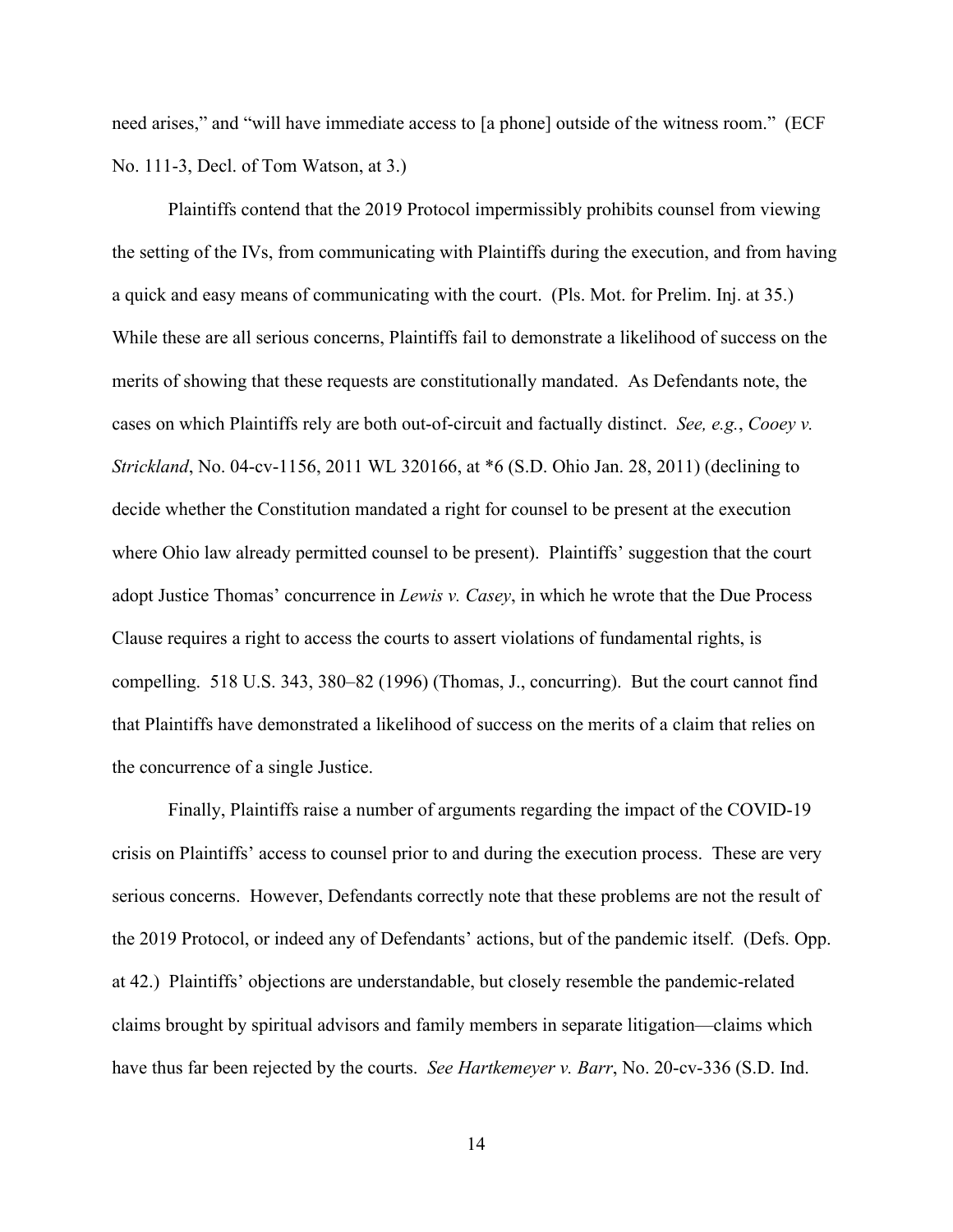need arises," and "will have immediate access to [a phone] outside of the witness room." (ECF No. 111-3, Decl. of Tom Watson, at 3.)

Plaintiffs contend that the 2019 Protocol impermissibly prohibits counsel from viewing the setting of the IVs, from communicating with Plaintiffs during the execution, and from having a quick and easy means of communicating with the court. (Pls. Mot. for Prelim. Inj. at 35.) While these are all serious concerns, Plaintiffs fail to demonstrate a likelihood of success on the merits of showing that these requests are constitutionally mandated. As Defendants note, the cases on which Plaintiffs rely are both out-of-circuit and factually distinct. *See, e.g.*, *Cooey v. Strickland*, No. 04-cv-1156, 2011 WL 320166, at *6 (S.D. Ohio Jan. 28, 2011) (declining to decide whether the Constitution mandated a right for counsel to be present at the execution where Ohio law already permitted counsel to be present). Plaintiffs' suggestion that the court adopt Justice Thomas' concurrence in *Lewis v. Casey*, in which he wrote that the Due Process Clause requires a right to access the courts to assert violations of fundamental rights, is compelling. 518 U.S. 343, 380–82 (1996) (Thomas, J., concurring). But the court cannot find that Plaintiffs have demonstrated a likelihood of success on the merits of a claim that relies on the concurrence of a single Justice.

Finally, Plaintiffs raise a number of arguments regarding the impact of the COVID-19 crisis on Plaintiffs' access to counsel prior to and during the execution process. These are very serious concerns. However, Defendants correctly note that these problems are not the result of the 2019 Protocol, or indeed any of Defendants' actions, but of the pandemic itself. (Defs. Opp. at 42.) Plaintiffs' objections are understandable, but closely resemble the pandemic-related claims brought by spiritual advisors and family members in separate litigation—claims which have thus far been rejected by the courts. *See Hartkemeyer v. Barr*, No. 20-cv-336 (S.D. Ind.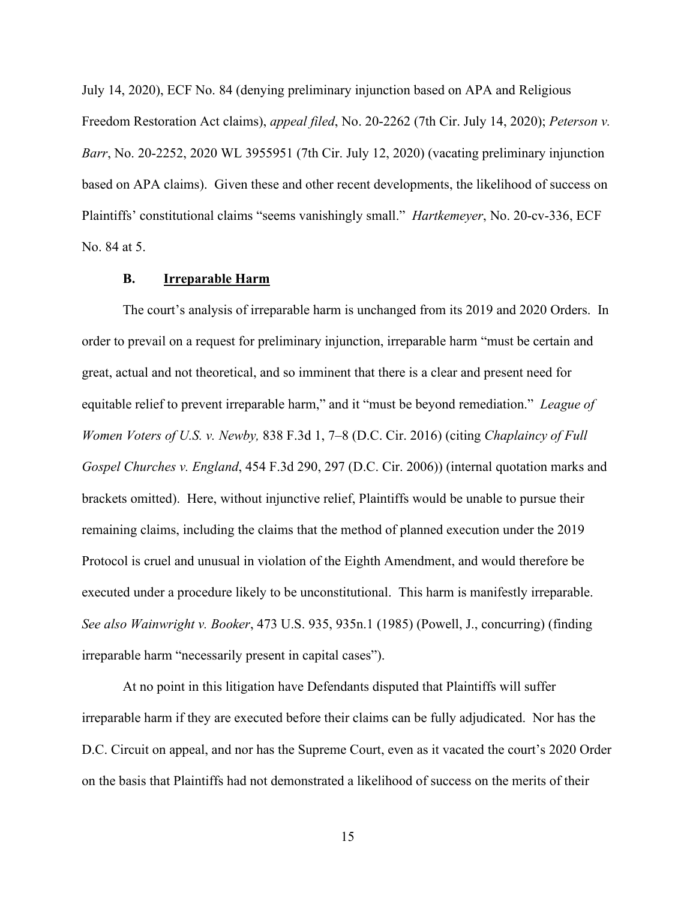July 14, 2020), ECF No. 84 (denying preliminary injunction based on APA and Religious Freedom Restoration Act claims), *appeal filed*, No. 20-2262 (7th Cir. July 14, 2020); *Peterson v. Barr*, No. 20-2252, 2020 WL 3955951 (7th Cir. July 12, 2020) (vacating preliminary injunction based on APA claims). Given these and other recent developments, the likelihood of success on Plaintiffs' constitutional claims "seems vanishingly small." *Hartkemeyer*, No. 20-cv-336, ECF No. 84 at 5.

### B. <u>Irreparable Harm</u>

The court's analysis of irreparable harm is unchanged from its 2019 and 2020 Orders. In order to prevail on a request for preliminary injunction, irreparable harm "must be certain and great, actual and not theoretical, and so imminent that there is a clear and present need for equitable relief to prevent irreparable harm," and it "must be beyond remediation." *League of Women Voters of U.S. v. Newby,* 838 F.3d 1, 7–8 (D.C. Cir. 2016) (citing *Chaplaincy of Full Gospel Churches v. England*, 454 F.3d 290, 297 (D.C. Cir. 2006)) (internal quotation marks and brackets omitted). Here, without injunctive relief, Plaintiffs would be unable to pursue their remaining claims, including the claims that the method of planned execution under the 2019 Protocol is cruel and unusual in violation of the Eighth Amendment, and would therefore be executed under a procedure likely to be unconstitutional. This harm is manifestly irreparable. *See also Wainwright v. Booker*, 473 U.S. 935, 935n.1 (1985) (Powell, J., concurring) (finding irreparable harm "necessarily present in capital cases").

At no point in this litigation have Defendants disputed that Plaintiffs will suffer irreparable harm if they are executed before their claims can be fully adjudicated. Nor has the D.C. Circuit on appeal, and nor has the Supreme Court, even as it vacated the court's 2020 Order on the basis that Plaintiffs had not demonstrated a likelihood of success on the merits of their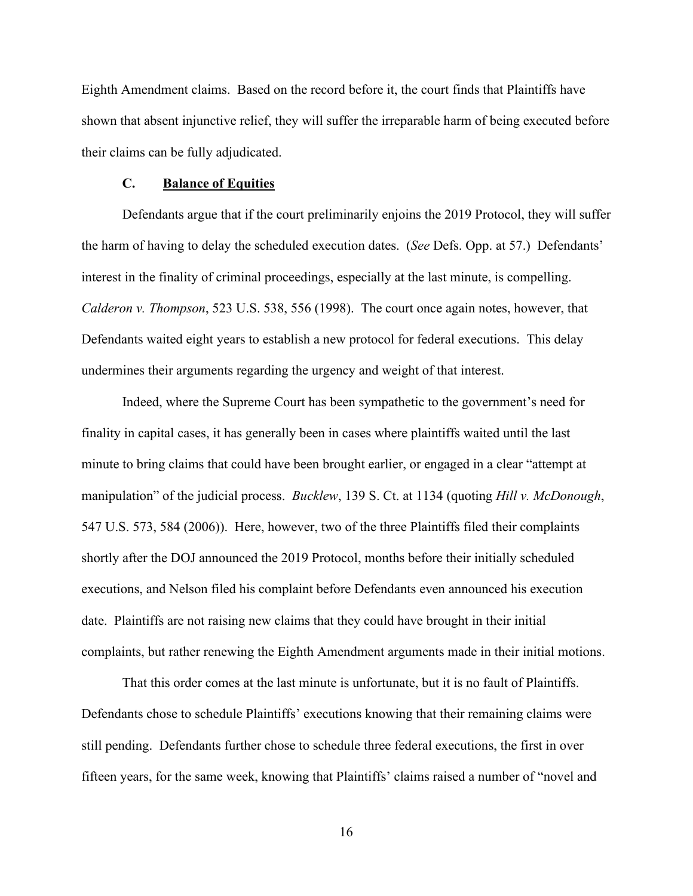Eighth Amendment claims. Based on the record before it, the court finds that Plaintiffs have shown that absent injunctive relief, they will suffer the irreparable harm of being executed before their claims can be fully adjudicated.

### C. Balance of Equities

Defendants argue that if the court preliminarily enjoins the 2019 Protocol, they will suffer the harm of having to delay the scheduled execution dates. (*See* Defs. Opp. at 57.) Defendants' interest in the finality of criminal proceedings, especially at the last minute, is compelling. *Calderon v. Thompson*, 523 U.S. 538, 556 (1998). The court once again notes, however, that Defendants waited eight years to establish a new protocol for federal executions. This delay undermines their arguments regarding the urgency and weight of that interest.

Indeed, where the Supreme Court has been sympathetic to the government's need for finality in capital cases, it has generally been in cases where plaintiffs waited until the last minute to bring claims that could have been brought earlier, or engaged in a clear "attempt at manipulation" of the judicial process. *Bucklew*, 139 S. Ct. at 1134 (quoting *Hill v. McDonough*, 547 U.S. 573, 584 (2006)). Here, however, two of the three Plaintiffs filed their complaints shortly after the DOJ announced the 2019 Protocol, months before their initially scheduled executions, and Nelson filed his complaint before Defendants even announced his execution date. Plaintiffs are not raising new claims that they could have brought in their initial complaints, but rather renewing the Eighth Amendment arguments made in their initial motions.

That this order comes at the last minute is unfortunate, but it is no fault of Plaintiffs. Defendants chose to schedule Plaintiffs' executions knowing that their remaining claims were still pending. Defendants further chose to schedule three federal executions, the first in over fifteen years, for the same week, knowing that Plaintiffs' claims raised a number of "novel and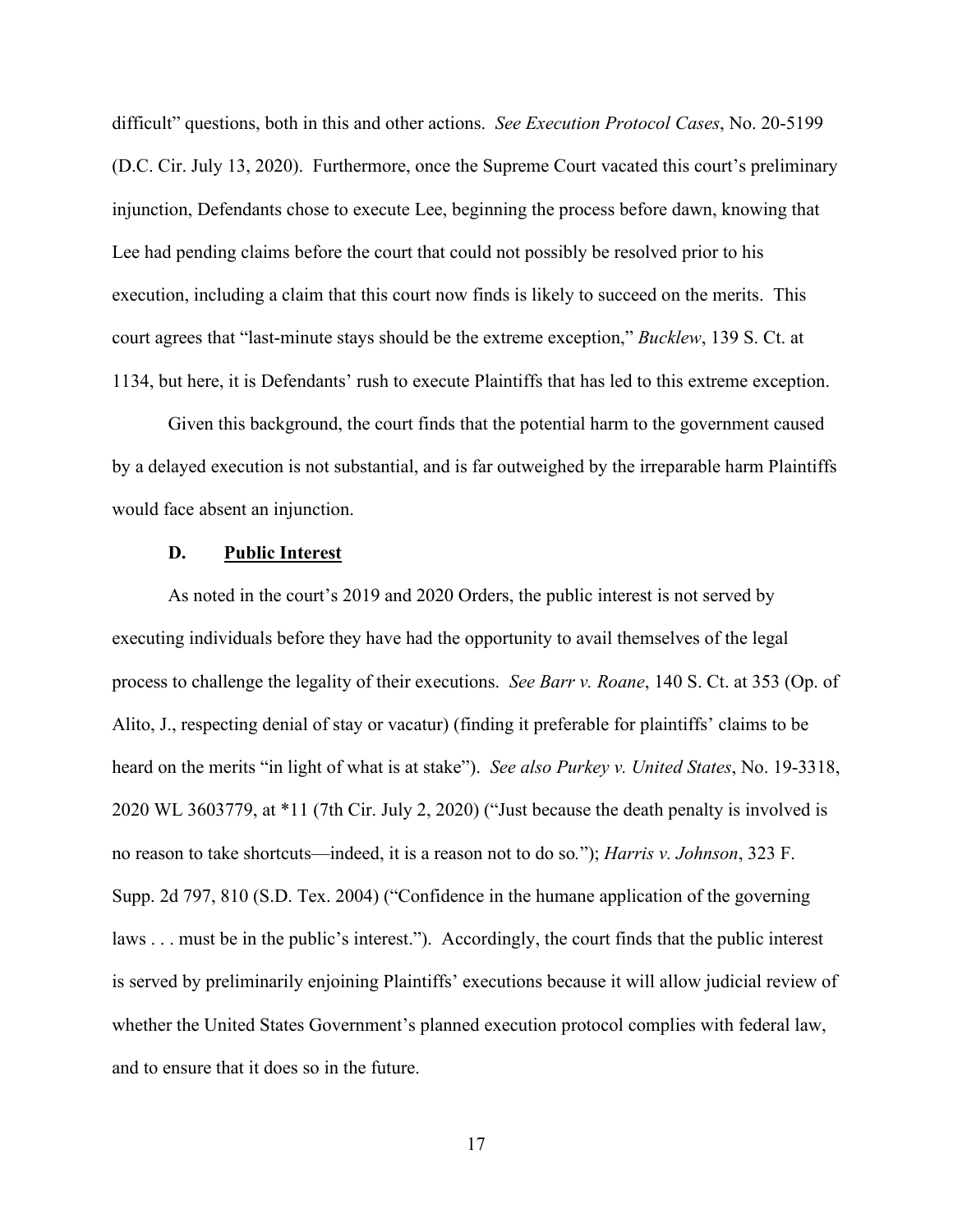difficult" questions, both in this and other actions. *See Execution Protocol Cases*, No. 20-5199 (D.C. Cir. July 13, 2020). Furthermore, once the Supreme Court vacated this court's preliminary injunction, Defendants chose to execute Lee, beginning the process before dawn, knowing that Lee had pending claims before the court that could not possibly be resolved prior to his execution, including a claim that this court now finds is likely to succeed on the merits. This court agrees that "last-minute stays should be the extreme exception," *Bucklew*, 139 S. Ct. at 1134, but here, it is Defendants' rush to execute Plaintiffs that has led to this extreme exception.

Given this background, the court finds that the potential harm to the government caused by a delayed execution is not substantial, and is far outweighed by the irreparable harm Plaintiffs would face absent an injunction.

### D. Public Interest

As noted in the court's 2019 and 2020 Orders, the public interest is not served by executing individuals before they have had the opportunity to avail themselves of the legal process to challenge the legality of their executions. *See Barr v. Roane*, 140 S. Ct. at 353 (Op. of Alito, J., respecting denial of stay or vacatur) (finding it preferable for plaintiffs' claims to be heard on the merits "in light of what is at stake"). *See also Purkey v. United States*, No. 19-3318, 2020 WL 3603779, at *11 (7th Cir. July 2, 2020) ("Just because the death penalty is involved is no reason to take shortcuts—indeed, it is a reason not to do so."); *Harris v. Johnson*, 323 F. Supp. 2d 797, 810 (S.D. Tex. 2004) ("Confidence in the humane application of the governing laws . . . must be in the public's interest."). Accordingly, the court finds that the public interest is served by preliminarily enjoining Plaintiffs' executions because it will allow judicial review of whether the United States Government's planned execution protocol complies with federal law, and to ensure that it does so in the future.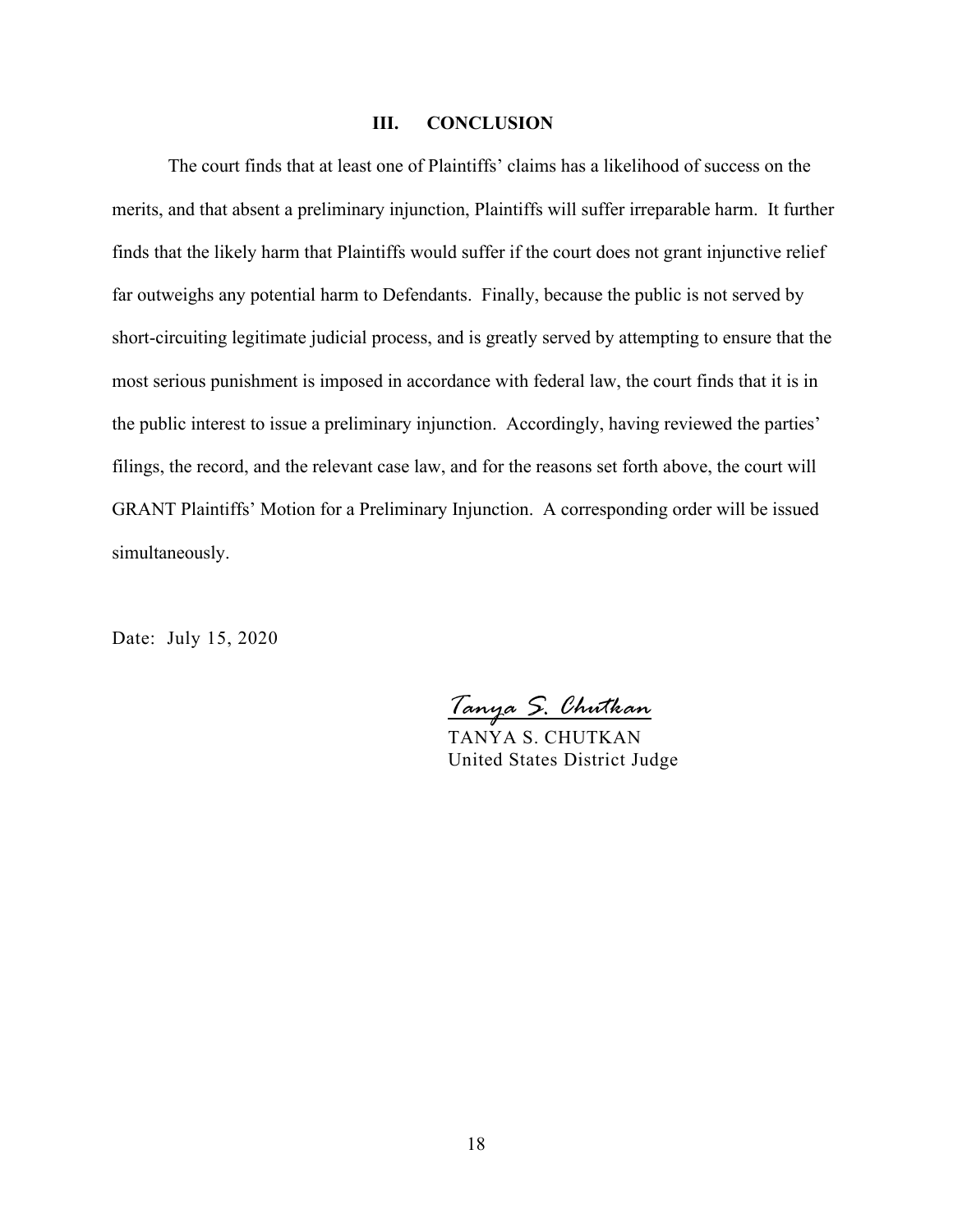## III. CONCLUSION

The court finds that at least one of Plaintiffs' claims has a likelihood of success on the merits, and that absent a preliminary injunction, Plaintiffs will suffer irreparable harm. It further finds that the likely harm that Plaintiffs would suffer if the court does not grant injunctive relief far outweighs any potential harm to Defendants. Finally, because the public is not served by short-circuiting legitimate judicial process, and is greatly served by attempting to ensure that the most serious punishment is imposed in accordance with federal law, the court finds that it is in the public interest to issue a preliminary injunction. Accordingly, having reviewed the parties' filings, the record, and the relevant case law, and for the reasons set forth above, the court will GRANT Plaintiffs' Motion for a Preliminary Injunction. A corresponding order will be issued simultaneously.

Date: July 15, 2020

*Tanya S. Chutkan*
TANYA S. CHUTKAN
United States District Judge